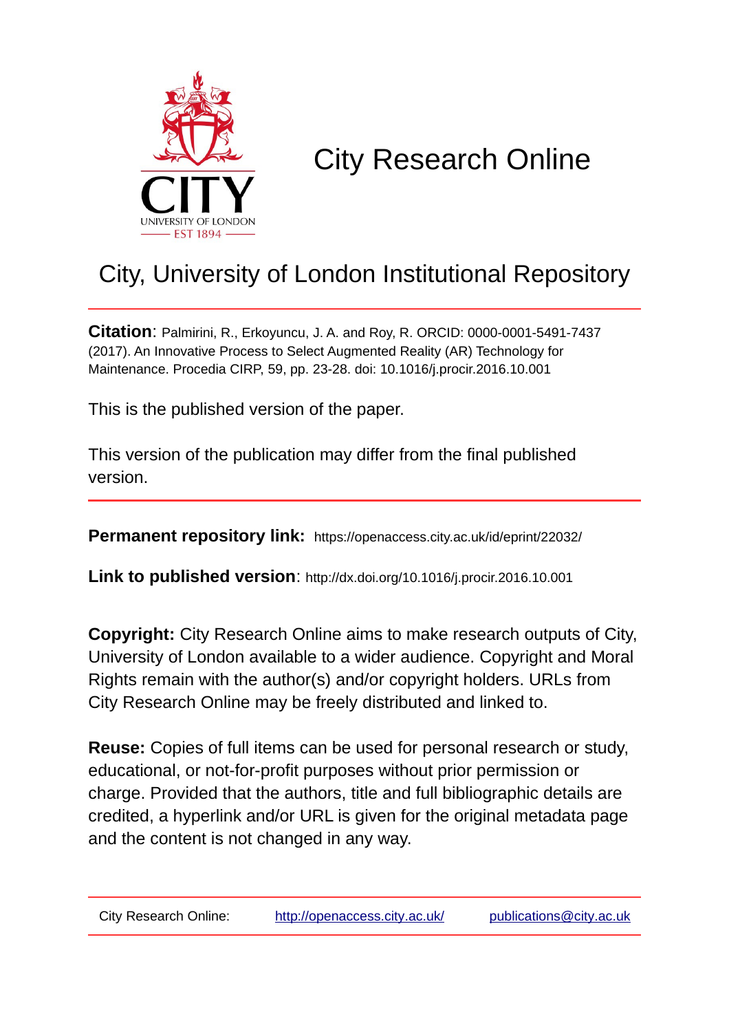# City Research Online

## City, University of London Institutional Repository

**Citation**: Palmirini, R., Erkoyuncu, J. A. and Roy, R. ORCID: 0000-0001-5491-7437 (2017). An Innovative Process to Select Augmented Reality (AR) Technology for Maintenance. Procedia CIRP, 59, pp. 23-28. doi: 10.1016/j.procir.2016.10.001

This is the published version of the paper.

This version of the publication may differ from the final published version.

**Permanent repository link:** https://openaccess.city.ac.uk/id/eprint/22032/

**Link to published version**: http://dx.doi.org/10.1016/j.procir.2016.10.001

**Copyright:** City Research Online aims to make research outputs of City, University of London available to a wider audience. Copyright and Moral Rights remain with the author(s) and/or copyright holders. URLs from City Research Online may be freely distributed and linked to.

**Reuse:** Copies of full items can be used for personal research or study, educational, or not-for-profit purposes without prior permission or charge. Provided that the authors, title and full bibliographic details are credited, a hyperlink and/or URL is given for the original metadata page and the content is not changed in any way.

City Research Online: http://openaccess.city.ac.uk/ publications@city.ac.uk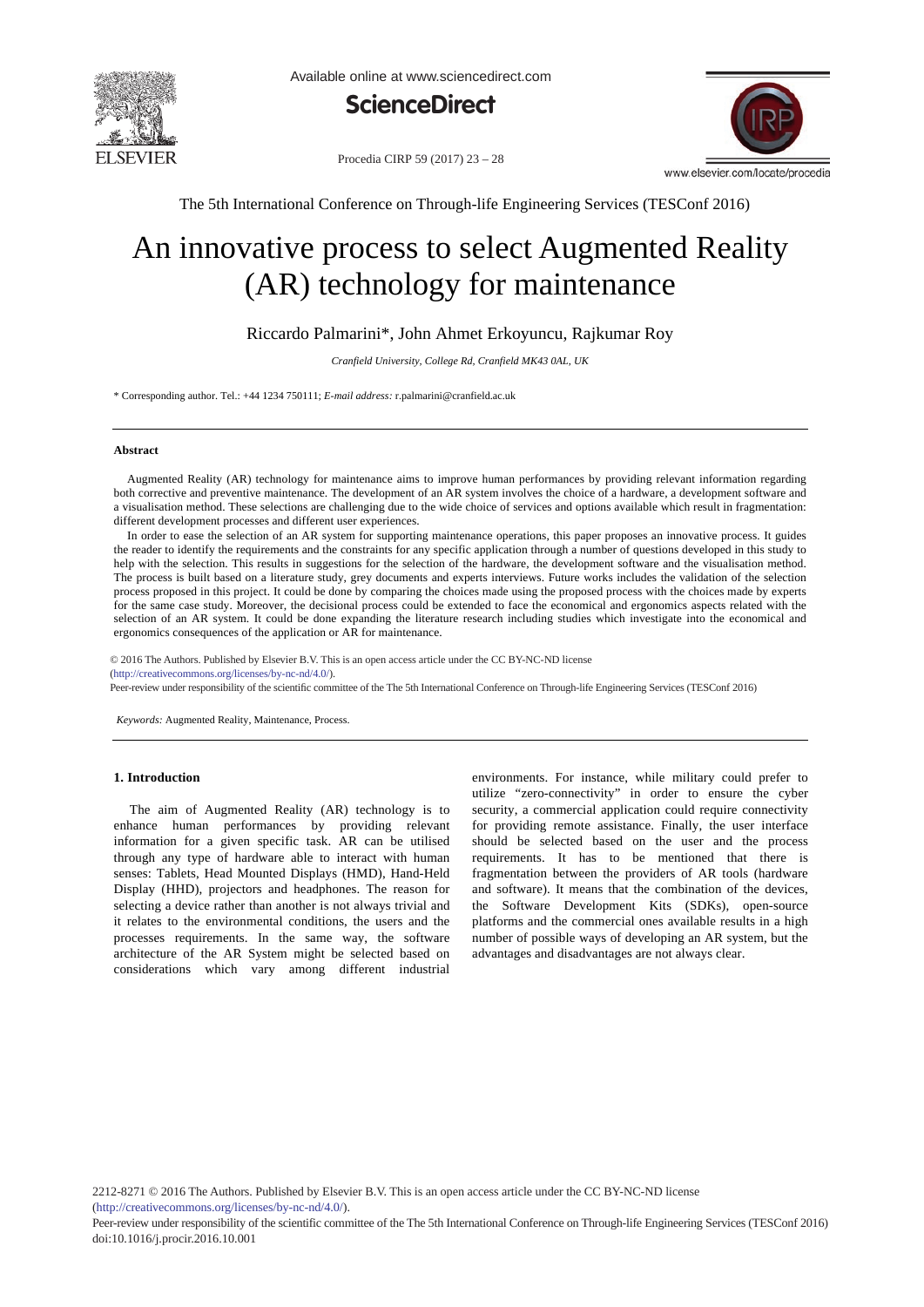Available online at www.sciencedirect.com

**ScienceDirect**

Procedia CIRP 59 (2017) 23 – 28

www.elsevier.com/locate/procedia

The 5th International Conference on Through-life Engineering Services (TESConf 2016)

# An innovative process to select Augmented Reality (AR) technology for maintenance

Riccardo Palmarini*, John Ahmet Erkoyuncu, Rajkumar Roy

*Cranfield University, College Rd, Cranfield MK43 0AL, UK*

\* Corresponding author. Tel.: +44 1234 750111; *E-mail address:* r.palmarini@cranfield.ac.uk

### Abstract

Augmented Reality (AR) technology for maintenance aims to improve human performances by providing relevant information regarding both corrective and preventive maintenance. The development of an AR system involves the choice of a hardware, a development software and a visualisation method. These selections are challenging due to the wide choice of services and options available which result in fragmentation: different development processes and different user experiences.

In order to ease the selection of an AR system for supporting maintenance operations, this paper proposes an innovative process. It guides the reader to identify the requirements and the constraints for any specific application through a number of questions developed in this study to help with the selection. This results in suggestions for the selection of the hardware, the development software and the visualisation method. The process is built based on a literature study, grey documents and experts interviews. Future works includes the validation of the selection process proposed in this project. It could be done by comparing the choices made using the proposed process with the choices made by experts for the same case study. Moreover, the decisional process could be extended to face the economical and ergonomics aspects related with the selection of an AR system. It could be done expanding the literature research including studies which investigate into the economical and ergonomics consequences of the application or AR for maintenance.

© 2016 The Authors. Published by Elsevier B.V. This is an open access article under the CC BY-NC-ND license (http://creativecommons.org/licenses/by-nc-nd/4.0/).
Peer-review under responsibility of the scientific committee of the The 5th International Conference on Through-life Engineering Services (TESConf 2016)

*Keywords:* Augmented Reality, Maintenance, Process.

## 1. Introduction

The aim of Augmented Reality (AR) technology is to enhance human performances by providing relevant information for a given specific task. AR can be utilised through any type of hardware able to interact with human senses: Tablets, Head Mounted Displays (HMD), Hand-Held Display (HHD), projectors and headphones. The reason for selecting a device rather than another is not always trivial and it relates to the environmental conditions, the users and the processes requirements. In the same way, the software architecture of the AR System might be selected based on considerations which vary among different industrial environments. For instance, while military could prefer to utilize "zero-connectivity" in order to ensure the cyber security, a commercial application could require connectivity for providing remote assistance. Finally, the user interface should be selected based on the user and the process requirements. It has to be mentioned that there is fragmentation between the providers of AR tools (hardware and software). It means that the combination of the devices, the Software Development Kits (SDKs), open-source platforms and the commercial ones available results in a high number of possible ways of developing an AR system, but the advantages and disadvantages are not always clear.

2212-8271 © 2016 The Authors. Published by Elsevier B.V. This is an open access article under the CC BY-NC-ND license (http://creativecommons.org/licenses/by-nc-nd/4.0/).
Peer-review under responsibility of the scientific committee of the The 5th International Conference on Through-life Engineering Services (TESConf 2016)
doi:10.1016/j.procir.2016.10.001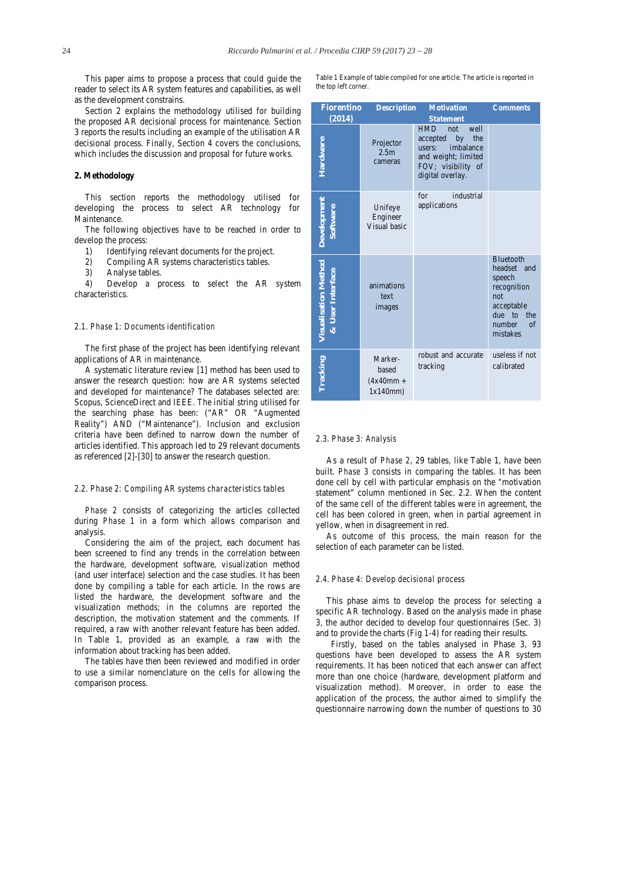This paper aims to propose a process that could guide the reader to select its AR system features and capabilities, as well as the development constrains.

Section 2 explains the methodology utilised for building the proposed AR decisional process for maintenance. Section 3 reports the results including an example of the utilisation AR decisional process. Finally, Section 4 covers the conclusions, which includes the discussion and proposal for future works.

## 2. Methodology

This section reports the methodology utilised for developing the process to select AR technology for Maintenance.

The following objectives have to be reached in order to develop the process:

1) Identifying relevant documents for the project.
2) Compiling AR systems characteristics tables.
3) Analyse tables.
4) Develop a process to select the AR system characteristics.

### 2.1. *Phase 1: Documents identification*

The first phase of the project has been identifying relevant applications of AR in maintenance.

A systematic literature review [1] method has been used to answer the research question: how are AR systems selected and developed for maintenance? The databases selected are: Scopus, ScienceDirect and IEEE. The initial string utilised for the searching phase has been: ("AR" OR "Augmented Reality") AND ("Maintenance"). Inclusion and exclusion criteria have been defined to narrow down the number of articles identified. This approach led to 29 relevant documents as referenced [2]-[30] to answer the research question.

### 2.2. *Phase 2: Compiling AR systems characteristics tables*

*Phase 2* consists of categorizing the articles collected during *Phase 1* in a form which allows comparison and analysis.

Considering the aim of the project, each document has been screened to find any trends in the correlation between the hardware, development software, visualization method (and user interface) selection and the case studies. It has been done by compiling a table for each article. In the rows are listed the hardware, development software and the visualization methods; in the columns are reported the description, the motivation statement and the comments. If required, a raw with another relevant feature has been added. In Table 1, provided as an example, a raw with the information about tracking has been added.

The tables have then been reviewed and modified in order to use a similar nomenclature on the cells for allowing the comparison process.

Table 1 Example of table compiled for one article. The article is reported in the top left corner.

| Fiorentino (2014) | Description | Motivation Statement | Comments |
|---|---|---|---|
| Hardware | Projector 2.5m cameras | HMD not well accepted by the users: imbalance and weight; limited FOV; visibility of digital overlay. | |
| Development Software | Unifeye Engineer Visual basic | for industrial applications | |
| Visualisation Method & User Interface | animations text images | | Bluetooth headset and speech recognition not acceptable due to the number of mistakes |
| Tracking | Marker-based (4x40mm + 1x140mm) | robust and accurate tracking | useless if not calibrated |

### 2.3. *Phase 3: Analysis*

As a result of *Phase 2*, 29 tables, like Table 1, have been built. *Phase 3* consists in comparing the tables. It has been done cell by cell with particular emphasis on the "motivation statement" column mentioned in Sec. 2.2. When the content of the same cell of the different tables were in agreement, the cell has been colored in green, when in partial agreement in yellow, when in disagreement in red.

As outcome of this process, the main reason for the selection of each parameter can be listed.

### 2.4. *Phase 4: Develop decisional process*

This phase aims to develop the process for selecting a specific AR technology. Based on the analysis made in phase 3, the author decided to develop four questionnaires (Sec. 3) and to provide the charts (Fig 1-4) for reading their results.

Firstly, based on the tables analysed in Phase 3, 93 questions have been developed to assess the AR system requirements. It has been noticed that each answer can affect more than one choice (hardware, development platform and visualization method). Moreover, in order to ease the application of the process, the author aimed to simplify the questionnaire narrowing down the number of questions to 30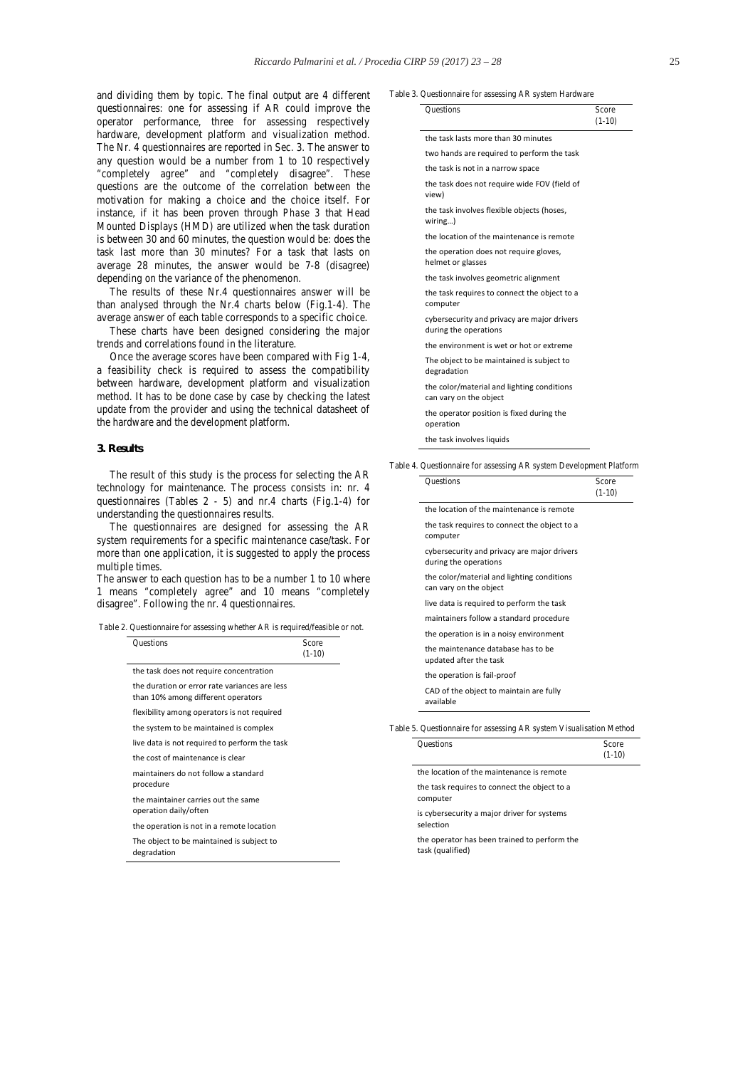and dividing them by topic. The final output are 4 different questionnaires: one for assessing if AR could improve the operator performance, three for assessing respectively hardware, development platform and visualization method. The Nr. 4 questionnaires are reported in Sec. 3. The answer to any question would be a number from 1 to 10 respectively "completely agree" and "completely disagree". These questions are the outcome of the correlation between the motivation for making a choice and the choice itself. For instance, if it has been proven through *Phase 3* that Head Mounted Displays (HMD) are utilized when the task duration is between 30 and 60 minutes, the question would be: does the task last more than 30 minutes? For a task that lasts on average 28 minutes, the answer would be 7-8 (disagree) depending on the variance of the phenomenon.

The results of these Nr.4 questionnaires answer will be than analysed through the Nr.4 charts below (Fig.1-4). The average answer of each table corresponds to a specific choice.

These charts have been designed considering the major trends and correlations found in the literature.

Once the average scores have been compared with Fig 1-4, a feasibility check is required to assess the compatibility between hardware, development platform and visualization method. It has to be done case by case by checking the latest update from the provider and using the technical datasheet of the hardware and the development platform.

## 3. Results

The result of this study is the process for selecting the AR technology for maintenance. The process consists in: nr. 4 questionnaires (Tables 2 - 5) and nr.4 charts (Fig.1-4) for understanding the questionnaires results.

The questionnaires are designed for assessing the AR system requirements for a specific maintenance case/task. For more than one application, it is suggested to apply the process multiple times.

The answer to each question has to be a number 1 to 10 where 1 means "completely agree" and 10 means "completely disagree". Following the nr. 4 questionnaires.

Table 2. Questionnaire for assessing whether AR is required/feasible or not.

| Questions | Score (1-10) |
|---|---|
| the task does not require concentration | |
| the duration or error rate variances are less than 10% among different operators | |
| flexibility among operators is not required | |
| the system to be maintained is complex | |
| live data is not required to perform the task | |
| the cost of maintenance is clear | |
| maintainers do not follow a standard procedure | |
| the maintainer carries out the same operation daily/often | |
| the operation is not in a remote location | |
| The object to be maintained is subject to degradation | |

Table 3. Questionnaire for assessing AR system Hardware

| Questions | Score (1-10) |
|---|---|
| the task lasts more than 30 minutes | |
| two hands are required to perform the task | |
| the task is not in a narrow space | |
| the task does not require wide FOV (field of view) | |
| the task involves flexible objects (hoses, wiring…) | |
| the location of the maintenance is remote | |
| the operation does not require gloves, helmet or glasses | |
| the task involves geometric alignment | |
| the task requires to connect the object to a computer | |
| cybersecurity and privacy are major drivers during the operations | |
| the environment is wet or hot or extreme | |
| The object to be maintained is subject to degradation | |
| the color/material and lighting conditions can vary on the object | |
| the operator position is fixed during the operation | |
| the task involves liquids | |

Table 4. Questionnaire for assessing AR system Development Platform

| Questions | Score (1-10) |
|---|---|
| the location of the maintenance is remote | |
| the task requires to connect the object to a computer | |
| cybersecurity and privacy are major drivers during the operations | |
| the color/material and lighting conditions can vary on the object | |
| live data is required to perform the task | |
| maintainers follow a standard procedure | |
| the operation is in a noisy environment | |
| the maintenance database has to be updated after the task | |
| the operation is fail-proof | |
| CAD of the object to maintain are fully available | |

Table 5. Questionnaire for assessing AR system Visualisation Method

| Questions | Score (1-10) |
|---|---|
| the location of the maintenance is remote | |
| the task requires to connect the object to a computer | |
| is cybersecurity a major driver for systems selection | |
| the operator has been trained to perform the task (qualified) | |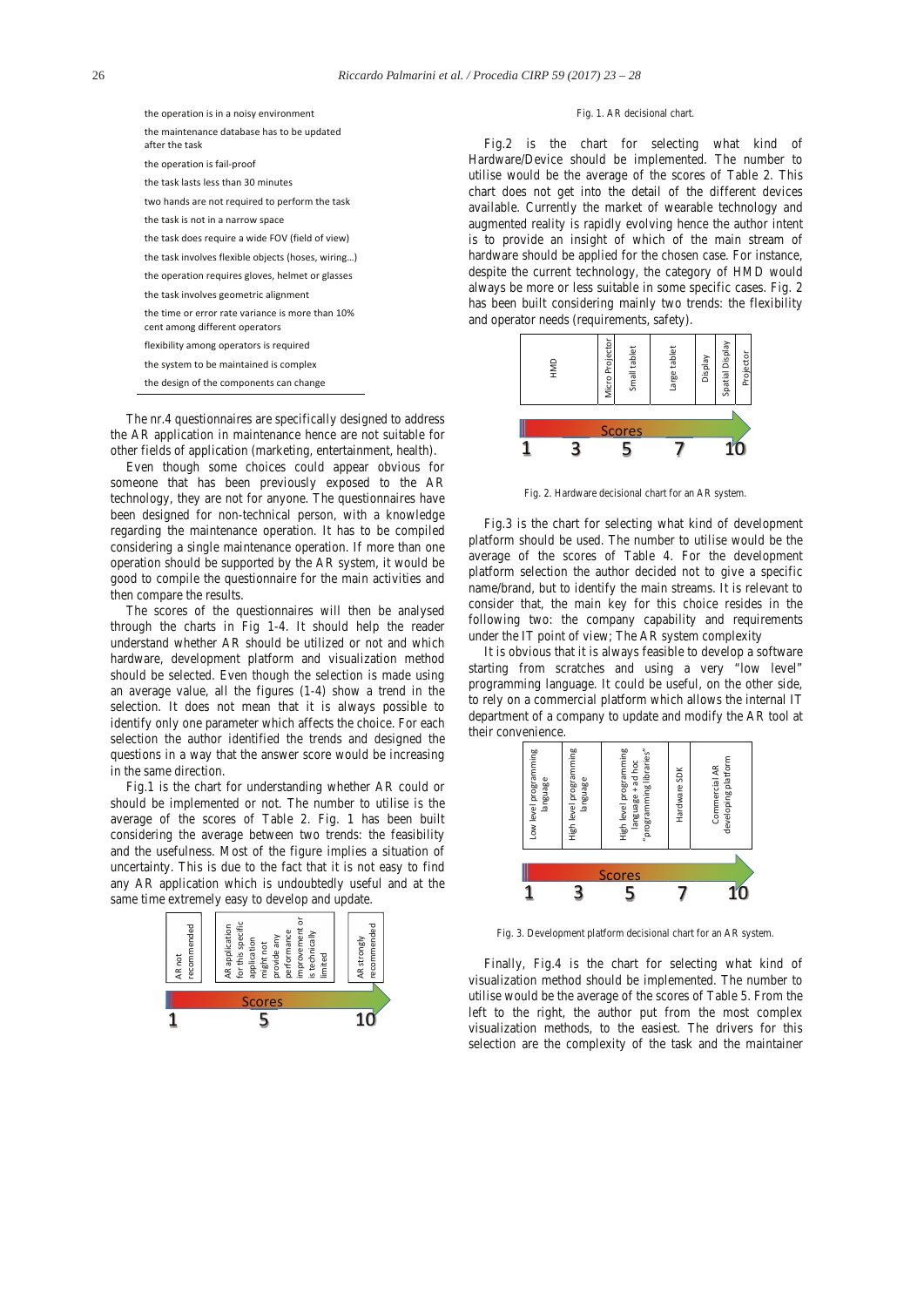the operation is in a noisy environment

the maintenance database has to be updated after the task

the operation is fail-proof

the task lasts less than 30 minutes

two hands are not required to perform the task

the task is not in a narrow space

the task does require a wide FOV (field of view)

the task involves flexible objects (hoses, wiring...)

the operation requires gloves, helmet or glasses

the task involves geometric alignment

the time or error rate variance is more than 10% cent among different operators

flexibility among operators is required

the system to be maintained is complex

the design of the components can change

The nr.4 questionnaires are specifically designed to address the AR application in maintenance hence are not suitable for other fields of application (marketing, entertainment, health).

Even though some choices could appear obvious for someone that has been previously exposed to the AR technology, they are not for anyone. The questionnaires have been designed for non-technical person, with a knowledge regarding the maintenance operation. It has to be compiled considering a single maintenance operation. If more than one operation should be supported by the AR system, it would be good to compile the questionnaire for the main activities and then compare the results.

The scores of the questionnaires will then be analysed through the charts in Fig 1-4. It should help the reader understand whether AR should be utilized or not and which hardware, development platform and visualization method should be selected. Even though the selection is made using an average value, all the figures (1-4) show a trend in the selection. It does not mean that it is always possible to identify only one parameter which affects the choice. For each selection the author identified the trends and designed the questions in a way that the answer score would be increasing in the same direction.

Fig.1 is the chart for understanding whether AR could or should be implemented or not. The number to utilise is the average of the scores of Table 2. Fig. 1 has been built considering the average between two trends: the feasibility and the usefulness. Most of the figure implies a situation of uncertainty. This is due to the fact that it is not easy to find any AR application which is undoubtedly useful and at the same time extremely easy to develop and update.

| AR not recommended | AR application for this specific application might not provide any performance improvement or is technically limited | AR strongly recommended |
|---|---|---|

Scores: 1 — 5 — 10

Fig. 1. AR decisional chart.

Fig.2 is the chart for selecting what kind of Hardware/Device should be implemented. The number to utilise would be the average of the scores of Table 2. This chart does not get into the detail of the different devices available. Currently the market of wearable technology and augmented reality is rapidly evolving hence the author intent is to provide an insight of which of the main stream of hardware should be applied for the chosen case. For instance, despite the current technology, the category of HMD would always be more or less suitable in some specific cases. Fig. 2 has been built considering mainly two trends: the flexibility and operator needs (requirements, safety).

| HMD | Micro Projector | Small tablet | Large tablet | Display | Spatial Display | Projector |
|---|---|---|---|---|---|---|

Scores: 1 — 3 — 5 — 7 — 10

Fig. 2. Hardware decisional chart for an AR system.

Fig.3 is the chart for selecting what kind of development platform should be used. The number to utilise would be the average of the scores of Table 4. For the development platform selection the author decided not to give a specific name/brand, but to identify the main streams. It is relevant to consider that, the main key for this choice resides in the following two: the company capability and requirements under the IT point of view; The AR system complexity

It is obvious that it is always feasible to develop a software starting from scratches and using a very "low level" programming language. It could be useful, on the other side, to rely on a commercial platform which allows the internal IT department of a company to update and modify the AR tool at their convenience.

| Low level programming language | High level programming language | High level programming language + ad hoc "programming libraries" | Hardware SDK | Commercial AR developing platform |
|---|---|---|---|---|

Scores: 1 — 3 — 5 — 7 — 10

Fig. 3. Development platform decisional chart for an AR system.

Finally, Fig.4 is the chart for selecting what kind of visualization method should be implemented. The number to utilise would be the average of the scores of Table 5. From the left to the right, the author put from the most complex visualization methods, to the easiest. The drivers for this selection are the complexity of the task and the maintainer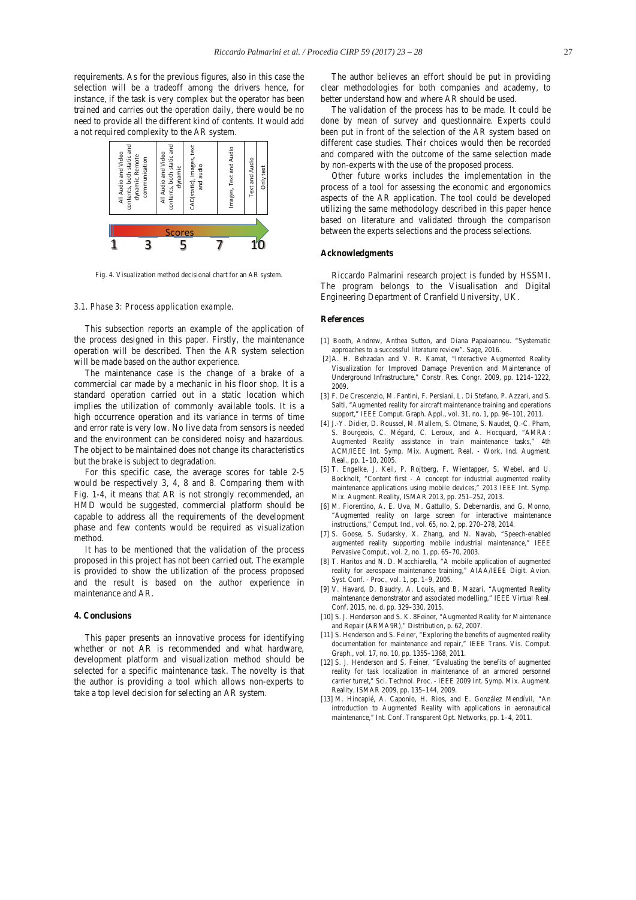requirements. As for the previous figures, also in this case the selection will be a tradeoff among the drivers hence, for instance, if the task is very complex but the operator has been trained and carries out the operation daily, there would be no need to provide all the different kind of contents. It would add a not required complexity to the AR system.

All Audio and Video contents, both static and dynamic. Remote communication

All Audio and Video contents, both static and dynamic

CAD(static), images, text and audio

Images, Text and Audio

Text and Audio

Only text

Scores

1 3 5 7 10

Fig. 4. Visualization method decisional chart for an AR system.

### 3.1. *Phase 3: Process application example.*

This subsection reports an example of the application of the process designed in this paper. Firstly, the maintenance operation will be described. Then the AR system selection will be made based on the author experience.

The maintenance case is the change of a brake of a commercial car made by a mechanic in his floor shop. It is a standard operation carried out in a static location which implies the utilization of commonly available tools. It is a high occurrence operation and its variance in terms of time and error rate is very low. No live data from sensors is needed and the environment can be considered noisy and hazardous. The object to be maintained does not change its characteristics but the brake is subject to degradation.

For this specific case, the average scores for table 2-5 would be respectively 3, 4, 8 and 8. Comparing them with Fig. 1-4, it means that AR is not strongly recommended, an HMD would be suggested, commercial platform should be capable to address all the requirements of the development phase and few contents would be required as visualization method.

It has to be mentioned that the validation of the process proposed in this project has not been carried out. The example is provided to show the utilization of the process proposed and the result is based on the author experience in maintenance and AR.

## 4. Conclusions

This paper presents an innovative process for identifying whether or not AR is recommended and what hardware, development platform and visualization method should be selected for a specific maintenance task. The novelty is that the author is providing a tool which allows non-experts to take a top level decision for selecting an AR system.

The author believes an effort should be put in providing clear methodologies for both companies and academy, to better understand how and where AR should be used.

The validation of the process has to be made. It could be done by mean of survey and questionnaire. Experts could been put in front of the selection of the AR system based on different case studies. Their choices would then be recorded and compared with the outcome of the same selection made by non-experts with the use of the proposed process.

Other future works includes the implementation in the process of a tool for assessing the economic and ergonomics aspects of the AR application. The tool could be developed utilizing the same methodology described in this paper hence based on literature and validated through the comparison between the experts selections and the process selections.

## Acknowledgments

Riccardo Palmarini research project is funded by HSSMI. The program belongs to the Visualisation and Digital Engineering Department of Cranfield University, UK.

## References

[1] Booth, Andrew, Anthea Sutton, and Diana Papaioannou. "Systematic approaches to a successful literature review". Sage, 2016.

[2] A. H. Behzadan and V. R. Kamat, "Interactive Augmented Reality Visualization for Improved Damage Prevention and Maintenance of Underground Infrastructure," Constr. Res. Congr. 2009, pp. 1214–1222, 2009.

[3] F. De Crescenzio, M. Fantini, F. Persiani, L. Di Stefano, P. Azzari, and S. Salti, "Augmented reality for aircraft maintenance training and operations support," IEEE Comput. Graph. Appl., vol. 31, no. 1, pp. 96–101, 2011.

[4] J.-Y. Didier, D. Roussel, M. Mallem, S. Otmane, S. Naudet, Q.-C. Pham, S. Bourgeois, C. Mégard, C. Leroux, and A. Hocquard, "AMRA: Augmented Reality assistance in train maintenance tasks," 4th ACM/IEEE Int. Symp. Mix. Augment. Real. - Work. Ind. Augment. Real., pp. 1–10, 2005.

[5] T. Engelke, J. Keil, P. Rojtberg, F. Wientapper, S. Webel, and U. Bockholt, "Content first - A concept for industrial augmented reality maintenance applications using mobile devices," 2013 IEEE Int. Symp. Mix. Augment. Reality, ISMAR 2013, pp. 251–252, 2013.

[6] M. Fiorentino, A. E. Uva, M. Gattullo, S. Debernardis, and G. Monno, "Augmented reality on large screen for interactive maintenance instructions," Comput. Ind., vol. 65, no. 2, pp. 270–278, 2014.

[7] S. Goose, S. Sudarsky, X. Zhang, and N. Navab, "Speech-enabled augmented reality supporting mobile industrial maintenance," IEEE Pervasive Comput., vol. 2, no. 1, pp. 65–70, 2003.

[8] T. Haritos and N. D. Macchiarella, "A mobile application of augmented reality for aerospace maintenance training," AIAA/IEEE Digit. Avion. Syst. Conf. - Proc., vol. 1, pp. 1–9, 2005.

[9] V. Havard, D. Baudry, A. Louis, and B. Mazari, "Augmented Reality maintenance demonstrator and associated modelling," IEEE Virtual Real. Conf. 2015, no. d, pp. 329–330, 2015.

[10] S. J. Henderson and S. K. 8Feiner, "Augmented Reality for Maintenance and Repair (ARMA9R)," Distribution, p. 62, 2007.

[11] S. Henderson and S. Feiner, "Exploring the benefits of augmented reality documentation for maintenance and repair," IEEE Trans. Vis. Comput. Graph., vol. 17, no. 10, pp. 1355–1368, 2011.

[12] S. J. Henderson and S. Feiner, "Evaluating the benefits of augmented reality for task localization in maintenance of an armored personnel carrier turret," Sci. Technol. Proc. - IEEE 2009 Int. Symp. Mix. Augment. Reality, ISMAR 2009, pp. 135–144, 2009.

[13] M. Hincapié, A. Caponio, H. Rios, and E. González Mendívil, "An introduction to Augmented Reality with applications in aeronautical maintenance," Int. Conf. Transparent Opt. Networks, pp. 1–4, 2011.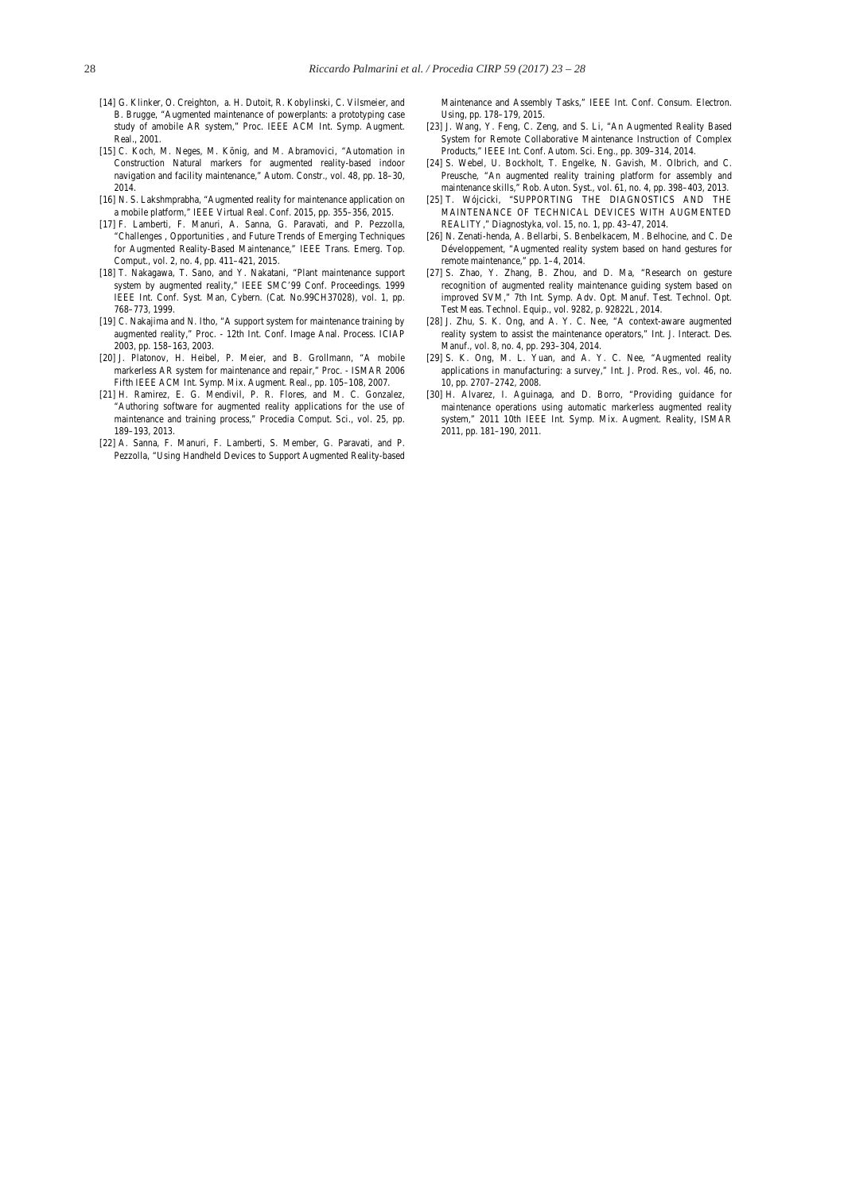[14] G. Klinker, O. Creighton, a. H. Dutoit, R. Kobylinski, C. Vilsmeier, and B. Brugge, "Augmented maintenance of powerplants: a prototyping case study of amobile AR system," Proc. IEEE ACM Int. Symp. Augment. Real., 2001.

[15] C. Koch, M. Neges, M. König, and M. Abramovici, "Automation in Construction Natural markers for augmented reality-based indoor navigation and facility maintenance," Autom. Constr., vol. 48, pp. 18–30, 2014.

[16] N. S. Lakshmprabha, "Augmented reality for maintenance application on a mobile platform," IEEE Virtual Real. Conf. 2015, pp. 355–356, 2015.

[17] F. Lamberti, F. Manuri, A. Sanna, G. Paravati, and P. Pezzolla, "Challenges , Opportunities , and Future Trends of Emerging Techniques for Augmented Reality-Based Maintenance," IEEE Trans. Emerg. Top. Comput., vol. 2, no. 4, pp. 411–421, 2015.

[18] T. Nakagawa, T. Sano, and Y. Nakatani, "Plant maintenance support system by augmented reality," IEEE SMC'99 Conf. Proceedings. 1999 IEEE Int. Conf. Syst. Man, Cybern. (Cat. No.99CH37028), vol. 1, pp. 768–773, 1999.

[19] C. Nakajima and N. Itho, "A support system for maintenance training by augmented reality," Proc. - 12th Int. Conf. Image Anal. Process. ICIAP 2003, pp. 158–163, 2003.

[20] J. Platonov, H. Heibel, P. Meier, and B. Grollmann, "A mobile markerless AR system for maintenance and repair," Proc. - ISMAR 2006 Fifth IEEE ACM Int. Symp. Mix. Augment. Real., pp. 105–108, 2007.

[21] H. Ramirez, E. G. Mendivil, P. R. Flores, and M. C. Gonzalez, "Authoring software for augmented reality applications for the use of maintenance and training process," Procedia Comput. Sci., vol. 25, pp. 189–193, 2013.

[22] A. Sanna, F. Manuri, F. Lamberti, S. Member, G. Paravati, and P. Pezzolla, "Using Handheld Devices to Support Augmented Reality-based Maintenance and Assembly Tasks," IEEE Int. Conf. Consum. Electron. Using, pp. 178–179, 2015.

[23] J. Wang, Y. Feng, C. Zeng, and S. Li, "An Augmented Reality Based System for Remote Collaborative Maintenance Instruction of Complex Products," IEEE Int. Conf. Autom. Sci. Eng., pp. 309–314, 2014.

[24] S. Webel, U. Bockholt, T. Engelke, N. Gavish, M. Olbrich, and C. Preusche, "An augmented reality training platform for assembly and maintenance skills," Rob. Auton. Syst., vol. 61, no. 4, pp. 398–403, 2013.

[25] T. Wójcicki, "SUPPORTING THE DIAGNOSTICS AND THE MAINTENANCE OF TECHNICAL DEVICES WITH AUGMENTED REALITY," Diagnostyka, vol. 15, no. 1, pp. 43–47, 2014.

[26] N. Zenati-henda, A. Bellarbi, S. Benbelkacem, M. Belhocine, and C. De Développement, "Augmented reality system based on hand gestures for remote maintenance," pp. 1–4, 2014.

[27] S. Zhao, Y. Zhang, B. Zhou, and D. Ma, "Research on gesture recognition of augmented reality maintenance guiding system based on improved SVM," 7th Int. Symp. Adv. Opt. Manuf. Test. Technol. Opt. Test Meas. Technol. Equip., vol. 9282, p. 92822L, 2014.

[28] J. Zhu, S. K. Ong, and A. Y. C. Nee, "A context-aware augmented reality system to assist the maintenance operators," Int. J. Interact. Des. Manuf., vol. 8, no. 4, pp. 293–304, 2014.

[29] S. K. Ong, M. L. Yuan, and A. Y. C. Nee, "Augmented reality applications in manufacturing: a survey," Int. J. Prod. Res., vol. 46, no. 10, pp. 2707–2742, 2008.

[30] H. Alvarez, I. Aguinaga, and D. Borro, "Providing guidance for maintenance operations using automatic markerless augmented reality system," 2011 10th IEEE Int. Symp. Mix. Augment. Reality, ISMAR 2011, pp. 181–190, 2011.